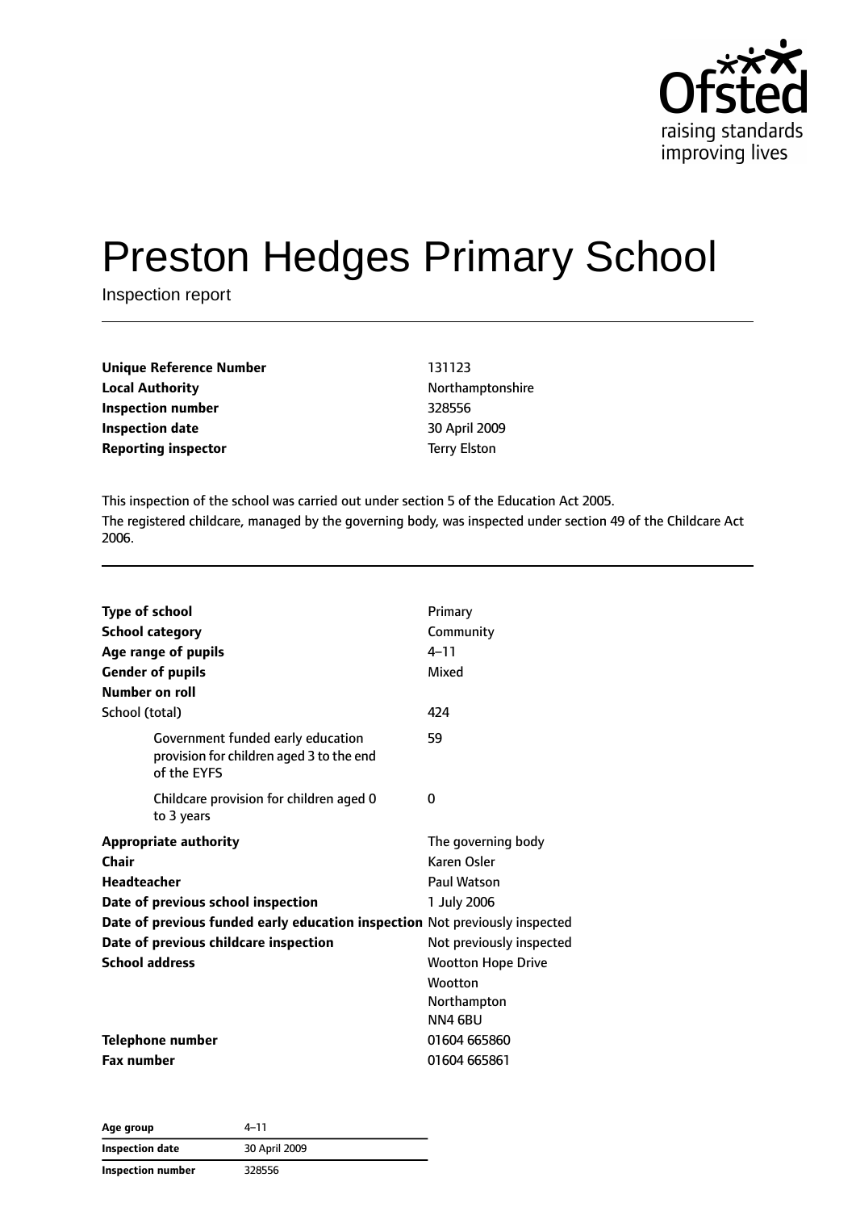# Preston Hedges Primary School

Inspection report

| | |
|---|---|
| **Unique Reference Number** | 131123 |
| **Local Authority** | Northamptonshire |
| **Inspection number** | 328556 |
| **Inspection date** | 30 April 2009 |
| **Reporting inspector** | Terry Elston |

This inspection of the school was carried out under section 5 of the Education Act 2005.

The registered childcare, managed by the governing body, was inspected under section 49 of the Childcare Act 2006.

| | |
|---|---|
| **Type of school** | Primary |
| **School category** | Community |
| **Age range of pupils** | 4–11 |
| **Gender of pupils** | Mixed |
| **Number on roll** | |
| School (total) | 424 |
| Government funded early education provision for children aged 3 to the end of the EYFS | 59 |
| Childcare provision for children aged 0 to 3 years | 0 |
| **Appropriate authority** | The governing body |
| **Chair** | Karen Osler |
| **Headteacher** | Paul Watson |
| **Date of previous school inspection** | 1 July 2006 |
| **Date of previous funded early education inspection** | Not previously inspected |
| **Date of previous childcare inspection** | Not previously inspected |
| **School address** | Wootton Hope Drive<br>Wootton<br>Northampton<br>NN4 6BU |
| **Telephone number** | 01604 665860 |
| **Fax number** | 01604 665861 |

| | |
|---|---|
| **Age group** | 4–11 |
| **Inspection date** | 30 April 2009 |
| **Inspection number** | 328556 |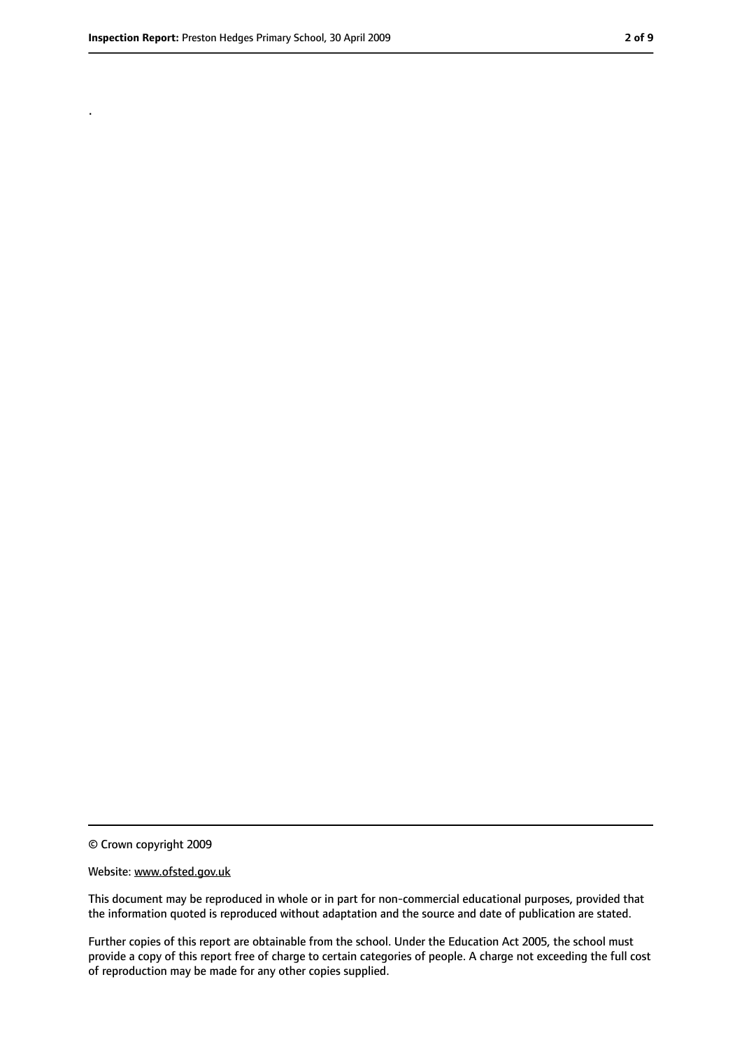.

© Crown copyright 2009

Website: www.ofsted.gov.uk

This document may be reproduced in whole or in part for non-commercial educational purposes, provided that the information quoted is reproduced without adaptation and the source and date of publication are stated.

Further copies of this report are obtainable from the school. Under the Education Act 2005, the school must provide a copy of this report free of charge to certain categories of people. A charge not exceeding the full cost of reproduction may be made for any other copies supplied.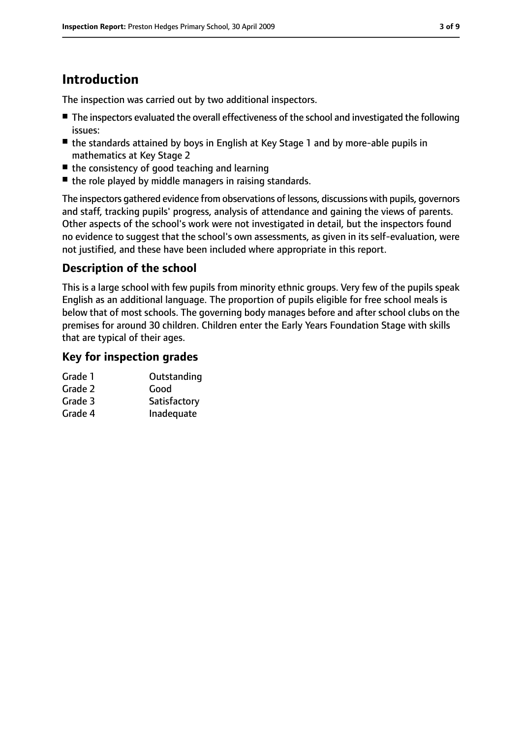# Introduction

The inspection was carried out by two additional inspectors.

- The inspectors evaluated the overall effectiveness of the school and investigated the following issues:
- the standards attained by boys in English at Key Stage 1 and by more-able pupils in mathematics at Key Stage 2
- the consistency of good teaching and learning
- the role played by middle managers in raising standards.

The inspectors gathered evidence from observations of lessons, discussions with pupils, governors and staff, tracking pupils' progress, analysis of attendance and gaining the views of parents. Other aspects of the school's work were not investigated in detail, but the inspectors found no evidence to suggest that the school's own assessments, as given in its self-evaluation, were not justified, and these have been included where appropriate in this report.

## Description of the school

This is a large school with few pupils from minority ethnic groups. Very few of the pupils speak English as an additional language. The proportion of pupils eligible for free school meals is below that of most schools. The governing body manages before and after school clubs on the premises for around 30 children. Children enter the Early Years Foundation Stage with skills that are typical of their ages.

## Key for inspection grades

| | |
|---|---|
| Grade 1 | Outstanding |
| Grade 2 | Good |
| Grade 3 | Satisfactory |
| Grade 4 | Inadequate |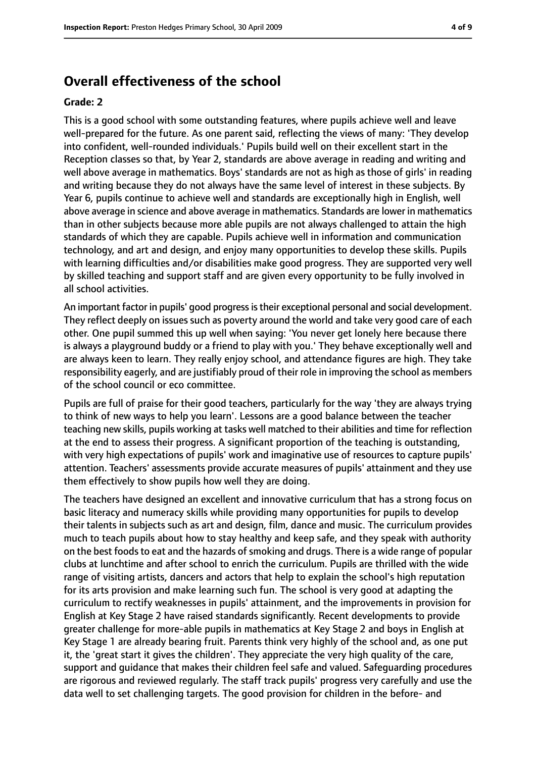## Overall effectiveness of the school

### Grade: 2

This is a good school with some outstanding features, where pupils achieve well and leave well-prepared for the future. As one parent said, reflecting the views of many: 'They develop into confident, well-rounded individuals.' Pupils build well on their excellent start in the Reception classes so that, by Year 2, standards are above average in reading and writing and well above average in mathematics. Boys' standards are not as high as those of girls' in reading and writing because they do not always have the same level of interest in these subjects. By Year 6, pupils continue to achieve well and standards are exceptionally high in English, well above average in science and above average in mathematics. Standards are lower in mathematics than in other subjects because more able pupils are not always challenged to attain the high standards of which they are capable. Pupils achieve well in information and communication technology, and art and design, and enjoy many opportunities to develop these skills. Pupils with learning difficulties and/or disabilities make good progress. They are supported very well by skilled teaching and support staff and are given every opportunity to be fully involved in all school activities.

An important factor in pupils' good progress is their exceptional personal and social development. They reflect deeply on issues such as poverty around the world and take very good care of each other. One pupil summed this up well when saying: 'You never get lonely here because there is always a playground buddy or a friend to play with you.' They behave exceptionally well and are always keen to learn. They really enjoy school, and attendance figures are high. They take responsibility eagerly, and are justifiably proud of their role in improving the school as members of the school council or eco committee.

Pupils are full of praise for their good teachers, particularly for the way 'they are always trying to think of new ways to help you learn'. Lessons are a good balance between the teacher teaching new skills, pupils working at tasks well matched to their abilities and time for reflection at the end to assess their progress. A significant proportion of the teaching is outstanding, with very high expectations of pupils' work and imaginative use of resources to capture pupils' attention. Teachers' assessments provide accurate measures of pupils' attainment and they use them effectively to show pupils how well they are doing.

The teachers have designed an excellent and innovative curriculum that has a strong focus on basic literacy and numeracy skills while providing many opportunities for pupils to develop their talents in subjects such as art and design, film, dance and music. The curriculum provides much to teach pupils about how to stay healthy and keep safe, and they speak with authority on the best foods to eat and the hazards of smoking and drugs. There is a wide range of popular clubs at lunchtime and after school to enrich the curriculum. Pupils are thrilled with the wide range of visiting artists, dancers and actors that help to explain the school's high reputation for its arts provision and make learning such fun. The school is very good at adapting the curriculum to rectify weaknesses in pupils' attainment, and the improvements in provision for English at Key Stage 2 have raised standards significantly. Recent developments to provide greater challenge for more-able pupils in mathematics at Key Stage 2 and boys in English at Key Stage 1 are already bearing fruit. Parents think very highly of the school and, as one put it, the 'great start it gives the children'. They appreciate the very high quality of the care, support and guidance that makes their children feel safe and valued. Safeguarding procedures are rigorous and reviewed regularly. The staff track pupils' progress very carefully and use the data well to set challenging targets. The good provision for children in the before- and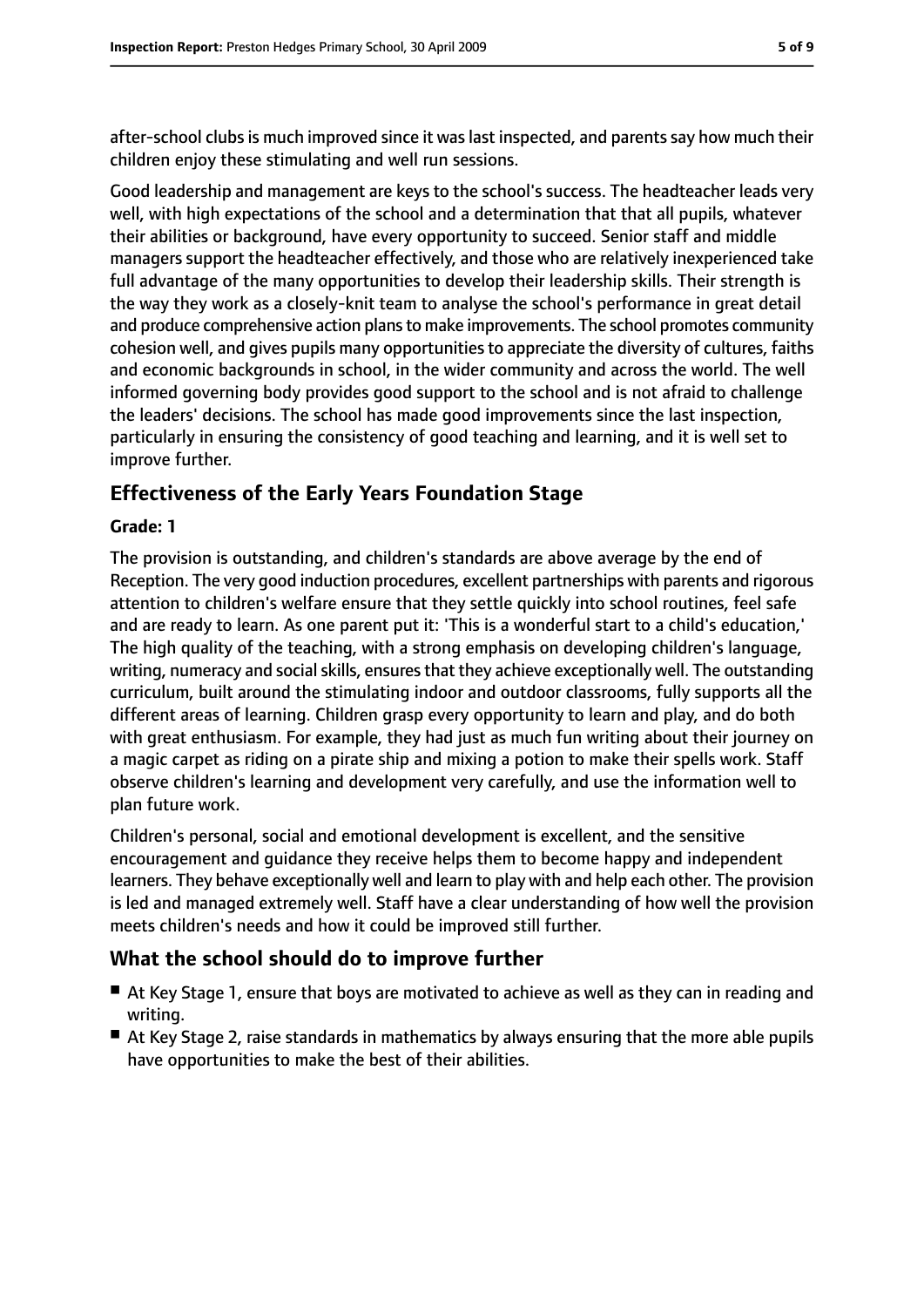after-school clubs is much improved since it was last inspected, and parents say how much their children enjoy these stimulating and well run sessions.

Good leadership and management are keys to the school's success. The headteacher leads very well, with high expectations of the school and a determination that that all pupils, whatever their abilities or background, have every opportunity to succeed. Senior staff and middle managers support the headteacher effectively, and those who are relatively inexperienced take full advantage of the many opportunities to develop their leadership skills. Their strength is the way they work as a closely-knit team to analyse the school's performance in great detail and produce comprehensive action plans to make improvements. The school promotes community cohesion well, and gives pupils many opportunities to appreciate the diversity of cultures, faiths and economic backgrounds in school, in the wider community and across the world. The well informed governing body provides good support to the school and is not afraid to challenge the leaders' decisions. The school has made good improvements since the last inspection, particularly in ensuring the consistency of good teaching and learning, and it is well set to improve further.

## Effectiveness of the Early Years Foundation Stage

**Grade: 1**

The provision is outstanding, and children's standards are above average by the end of Reception. The very good induction procedures, excellent partnerships with parents and rigorous attention to children's welfare ensure that they settle quickly into school routines, feel safe and are ready to learn. As one parent put it: 'This is a wonderful start to a child's education,' The high quality of the teaching, with a strong emphasis on developing children's language, writing, numeracy and social skills, ensures that they achieve exceptionally well. The outstanding curriculum, built around the stimulating indoor and outdoor classrooms, fully supports all the different areas of learning. Children grasp every opportunity to learn and play, and do both with great enthusiasm. For example, they had just as much fun writing about their journey on a magic carpet as riding on a pirate ship and mixing a potion to make their spells work. Staff observe children's learning and development very carefully, and use the information well to plan future work.

Children's personal, social and emotional development is excellent, and the sensitive encouragement and guidance they receive helps them to become happy and independent learners. They behave exceptionally well and learn to play with and help each other. The provision is led and managed extremely well. Staff have a clear understanding of how well the provision meets children's needs and how it could be improved still further.

## What the school should do to improve further

- At Key Stage 1, ensure that boys are motivated to achieve as well as they can in reading and writing.
- At Key Stage 2, raise standards in mathematics by always ensuring that the more able pupils have opportunities to make the best of their abilities.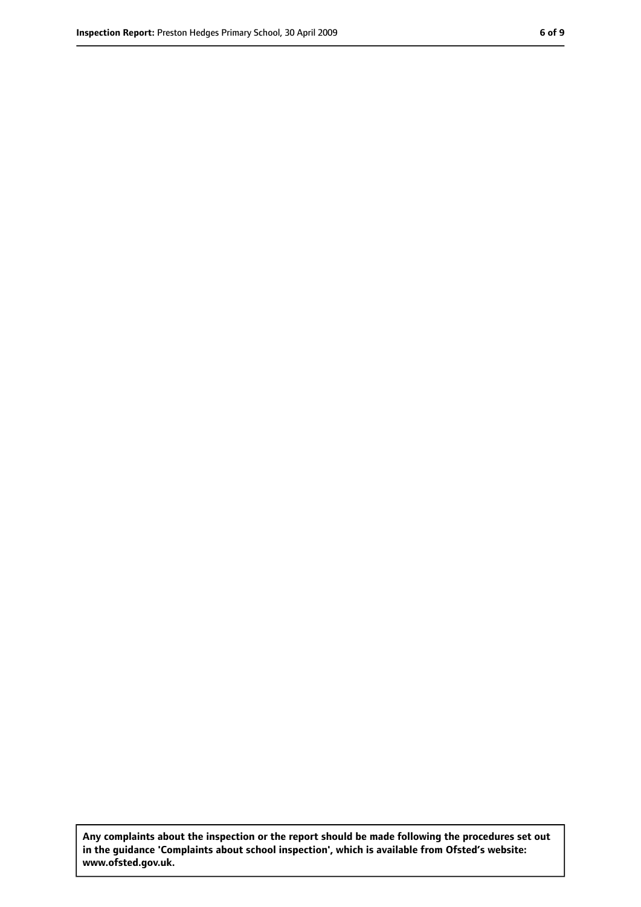**Any complaints about the inspection or the report should be made following the procedures set out in the guidance 'Complaints about school inspection', which is available from Ofsted's website: www.ofsted.gov.uk.**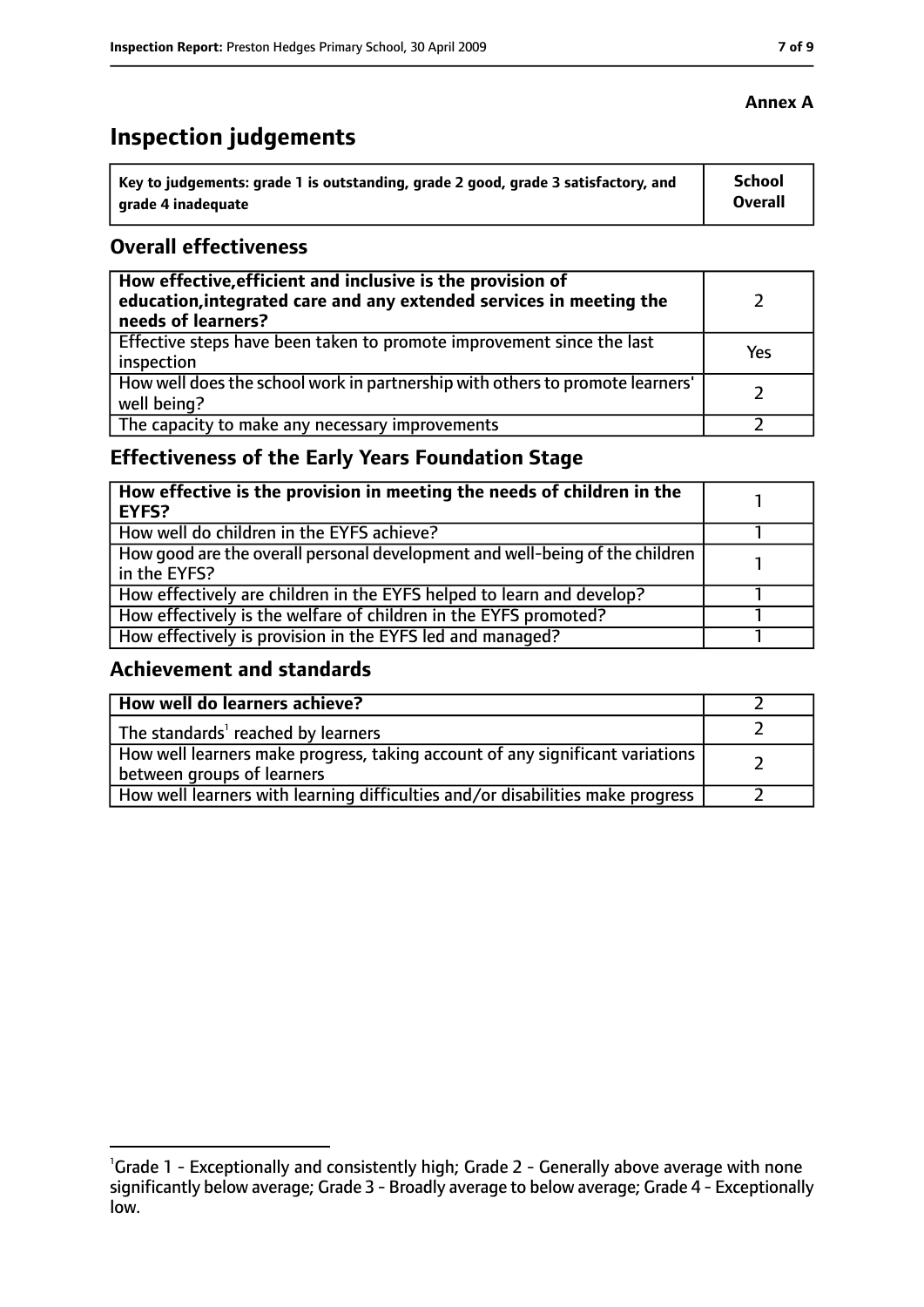**Annex A**

# Inspection judgements

| Key to judgements: grade 1 is outstanding, grade 2 good, grade 3 satisfactory, and grade 4 inadequate | School Overall |
|---|---|

## Overall effectiveness

| | |
|---|---|
| **How effective, efficient and inclusive is the provision of education, integrated care and any extended services in meeting the needs of learners?** | 2 |
| Effective steps have been taken to promote improvement since the last inspection | Yes |
| How well does the school work in partnership with others to promote learners' well being? | 2 |
| The capacity to make any necessary improvements | 2 |

## Effectiveness of the Early Years Foundation Stage

| | |
|---|---|
| **How effective is the provision in meeting the needs of children in the EYFS?** | 1 |
| How well do children in the EYFS achieve? | 1 |
| How good are the overall personal development and well-being of the children in the EYFS? | 1 |
| How effectively are children in the EYFS helped to learn and develop? | 1 |
| How effectively is the welfare of children in the EYFS promoted? | 1 |
| How effectively is provision in the EYFS led and managed? | 1 |

## Achievement and standards

| | |
|---|---|
| **How well do learners achieve?** | 2 |
| The standards[1] reached by learners | 2 |
| How well learners make progress, taking account of any significant variations between groups of learners | 2 |
| How well learners with learning difficulties and/or disabilities make progress | 2 |

[1]Grade 1 - Exceptionally and consistently high; Grade 2 - Generally above average with none significantly below average; Grade 3 - Broadly average to below average; Grade 4 - Exceptionally low.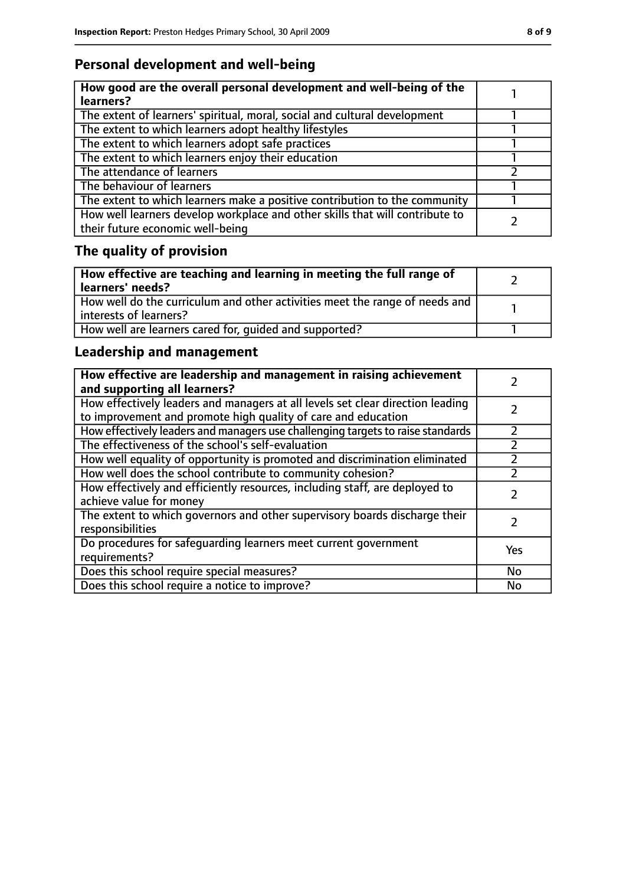## Personal development and well-being

| How good are the overall personal development and well-being of the learners? | 1 |
|---|---|
| The extent of learners' spiritual, moral, social and cultural development | 1 |
| The extent to which learners adopt healthy lifestyles | 1 |
| The extent to which learners adopt safe practices | 1 |
| The extent to which learners enjoy their education | 1 |
| The attendance of learners | 2 |
| The behaviour of learners | 1 |
| The extent to which learners make a positive contribution to the community | 1 |
| How well learners develop workplace and other skills that will contribute to their future economic well-being | 2 |

## The quality of provision

| How effective are teaching and learning in meeting the full range of learners' needs? | 2 |
|---|---|
| How well do the curriculum and other activities meet the range of needs and interests of learners? | 1 |
| How well are learners cared for, guided and supported? | 1 |

## Leadership and management

| How effective are leadership and management in raising achievement and supporting all learners? | 2 |
|---|---|
| How effectively leaders and managers at all levels set clear direction leading to improvement and promote high quality of care and education | 2 |
| How effectively leaders and managers use challenging targets to raise standards | 2 |
| The effectiveness of the school's self-evaluation | 2 |
| How well equality of opportunity is promoted and discrimination eliminated | 2 |
| How well does the school contribute to community cohesion? | 2 |
| How effectively and efficiently resources, including staff, are deployed to achieve value for money | 2 |
| The extent to which governors and other supervisory boards discharge their responsibilities | 2 |
| Do procedures for safeguarding learners meet current government requirements? | Yes |
| Does this school require special measures? | No |
| Does this school require a notice to improve? | No |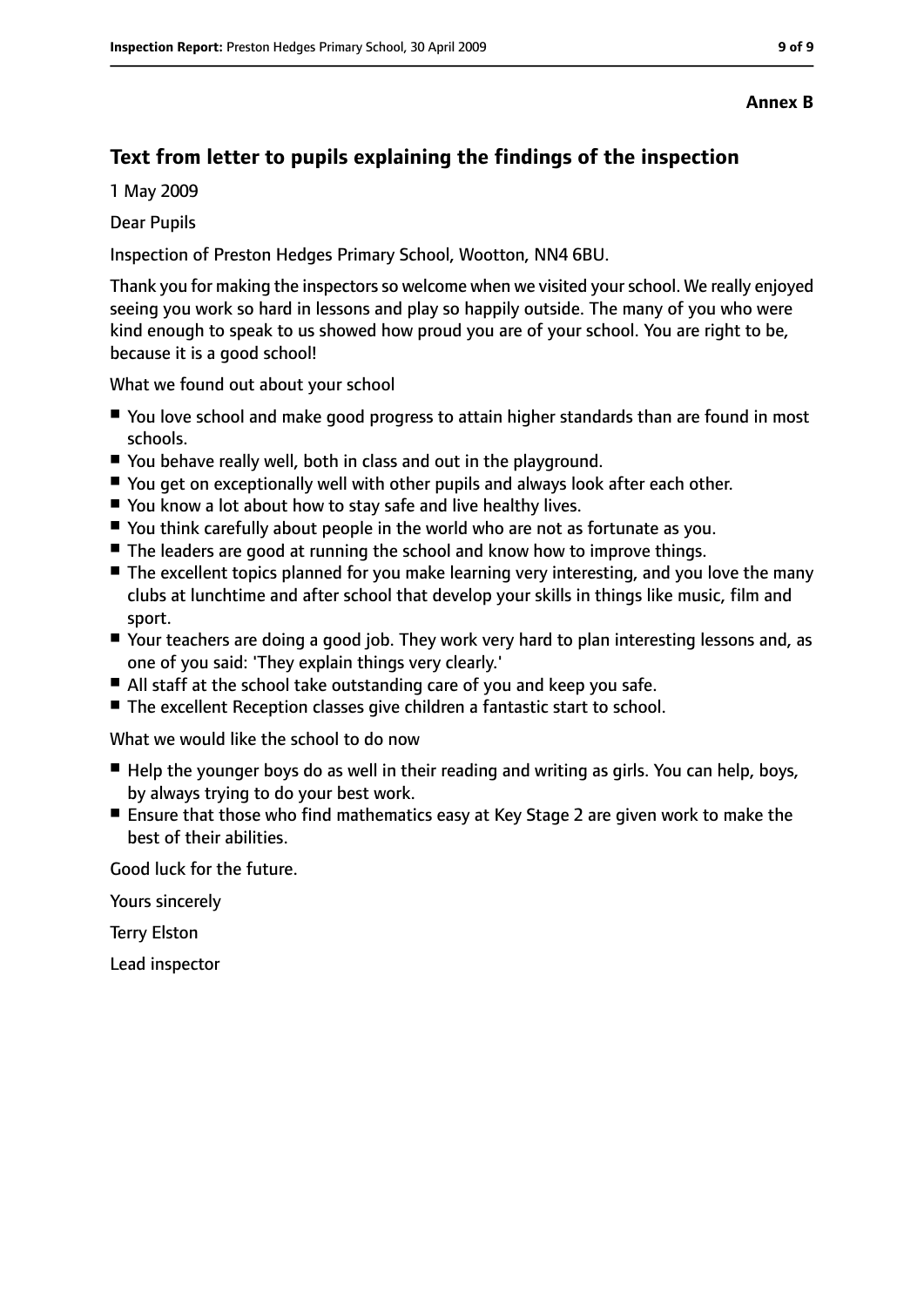**Annex B**

## Text from letter to pupils explaining the findings of the inspection

1 May 2009

Dear Pupils

Inspection of Preston Hedges Primary School, Wootton, NN4 6BU.

Thank you for making the inspectors so welcome when we visited your school. We really enjoyed seeing you work so hard in lessons and play so happily outside. The many of you who were kind enough to speak to us showed how proud you are of your school. You are right to be, because it is a good school!

What we found out about your school

- You love school and make good progress to attain higher standards than are found in most schools.
- You behave really well, both in class and out in the playground.
- You get on exceptionally well with other pupils and always look after each other.
- You know a lot about how to stay safe and live healthy lives.
- You think carefully about people in the world who are not as fortunate as you.
- The leaders are good at running the school and know how to improve things.
- The excellent topics planned for you make learning very interesting, and you love the many clubs at lunchtime and after school that develop your skills in things like music, film and sport.
- Your teachers are doing a good job. They work very hard to plan interesting lessons and, as one of you said: 'They explain things very clearly.'
- All staff at the school take outstanding care of you and keep you safe.
- The excellent Reception classes give children a fantastic start to school.

What we would like the school to do now

- Help the younger boys do as well in their reading and writing as girls. You can help, boys, by always trying to do your best work.
- Ensure that those who find mathematics easy at Key Stage 2 are given work to make the best of their abilities.

Good luck for the future.

Yours sincerely

Terry Elston

Lead inspector